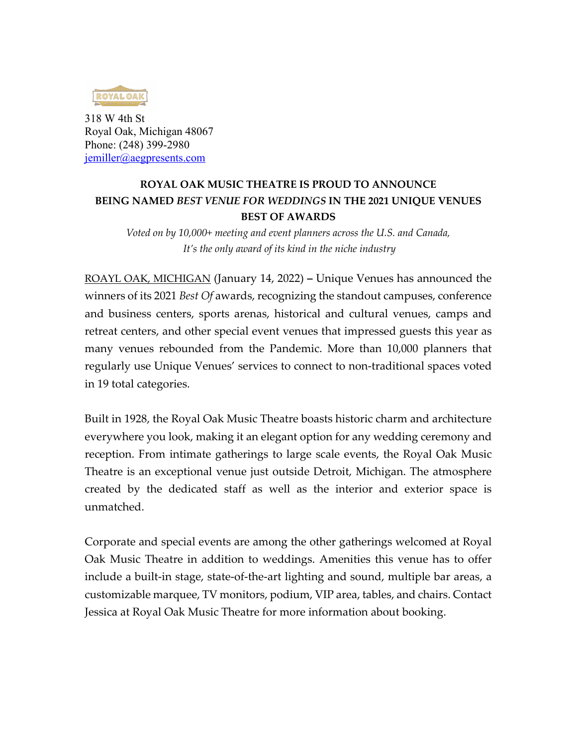318 W 4th St
Royal Oak, Michigan 48067
Phone: (248) 399-2980
jemiller@aegpresents.com

**ROYAL OAK MUSIC THEATRE IS PROUD TO ANNOUNCE BEING NAMED *BEST VENUE FOR WEDDINGS* IN THE 2021 UNIQUE VENUES BEST OF AWARDS**

*Voted on by 10,000+ meeting and event planners across the U.S. and Canada, It's the only award of its kind in the niche industry*

ROAYL OAK, MICHIGAN (January 14, 2022) **–** Unique Venues has announced the winners of its 2021 *Best Of* awards, recognizing the standout campuses, conference and business centers, sports arenas, historical and cultural venues, camps and retreat centers, and other special event venues that impressed guests this year as many venues rebounded from the Pandemic. More than 10,000 planners that regularly use Unique Venues' services to connect to non-traditional spaces voted in 19 total categories.

Built in 1928, the Royal Oak Music Theatre boasts historic charm and architecture everywhere you look, making it an elegant option for any wedding ceremony and reception. From intimate gatherings to large scale events, the Royal Oak Music Theatre is an exceptional venue just outside Detroit, Michigan. The atmosphere created by the dedicated staff as well as the interior and exterior space is unmatched.

Corporate and special events are among the other gatherings welcomed at Royal Oak Music Theatre in addition to weddings. Amenities this venue has to offer include a built-in stage, state-of-the-art lighting and sound, multiple bar areas, a customizable marquee, TV monitors, podium, VIP area, tables, and chairs. Contact Jessica at Royal Oak Music Theatre for more information about booking.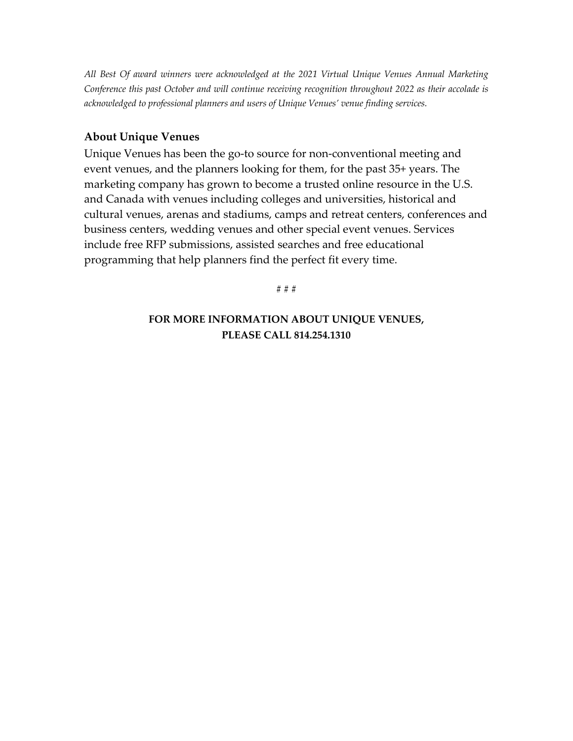*All Best Of award winners were acknowledged at the 2021 Virtual Unique Venues Annual Marketing Conference this past October and will continue receiving recognition throughout 2022 as their accolade is acknowledged to professional planners and users of Unique Venues' venue finding services.*

## About Unique Venues

Unique Venues has been the go-to source for non-conventional meeting and event venues, and the planners looking for them, for the past 35+ years. The marketing company has grown to become a trusted online resource in the U.S. and Canada with venues including colleges and universities, historical and cultural venues, arenas and stadiums, camps and retreat centers, conferences and business centers, wedding venues and other special event venues. Services include free RFP submissions, assisted searches and free educational programming that help planners find the perfect fit every time.

# # #

**FOR MORE INFORMATION ABOUT UNIQUE VENUES, PLEASE CALL 814.254.1310**